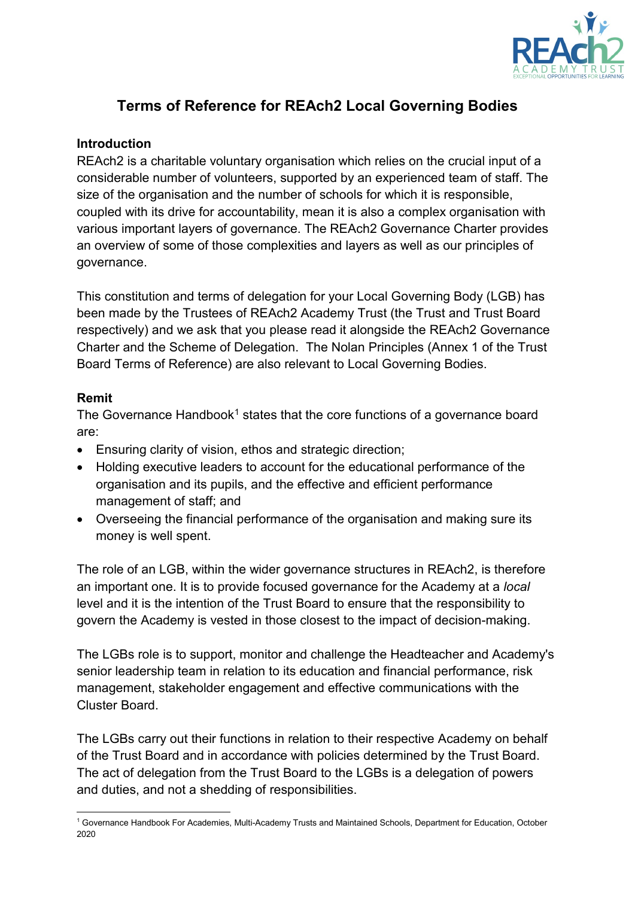# Terms of Reference for REAch2 Local Governing Bodies

## Introduction

REAch2 is a charitable voluntary organisation which relies on the crucial input of a considerable number of volunteers, supported by an experienced team of staff. The size of the organisation and the number of schools for which it is responsible, coupled with its drive for accountability, mean it is also a complex organisation with various important layers of governance. The REAch2 Governance Charter provides an overview of some of those complexities and layers as well as our principles of governance.

This constitution and terms of delegation for your Local Governing Body (LGB) has been made by the Trustees of REAch2 Academy Trust (the Trust and Trust Board respectively) and we ask that you please read it alongside the REAch2 Governance Charter and the Scheme of Delegation. The Nolan Principles (Annex 1 of the Trust Board Terms of Reference) are also relevant to Local Governing Bodies.

## Remit

The Governance Handbook[1] states that the core functions of a governance board are:

- Ensuring clarity of vision, ethos and strategic direction;
- Holding executive leaders to account for the educational performance of the organisation and its pupils, and the effective and efficient performance management of staff; and
- Overseeing the financial performance of the organisation and making sure its money is well spent.

The role of an LGB, within the wider governance structures in REAch2, is therefore an important one. It is to provide focused governance for the Academy at a *local* level and it is the intention of the Trust Board to ensure that the responsibility to govern the Academy is vested in those closest to the impact of decision-making.

The LGBs role is to support, monitor and challenge the Headteacher and Academy's senior leadership team in relation to its education and financial performance, risk management, stakeholder engagement and effective communications with the Cluster Board.

The LGBs carry out their functions in relation to their respective Academy on behalf of the Trust Board and in accordance with policies determined by the Trust Board. The act of delegation from the Trust Board to the LGBs is a delegation of powers and duties, and not a shedding of responsibilities.

[1] Governance Handbook For Academies, Multi-Academy Trusts and Maintained Schools, Department for Education, October 2020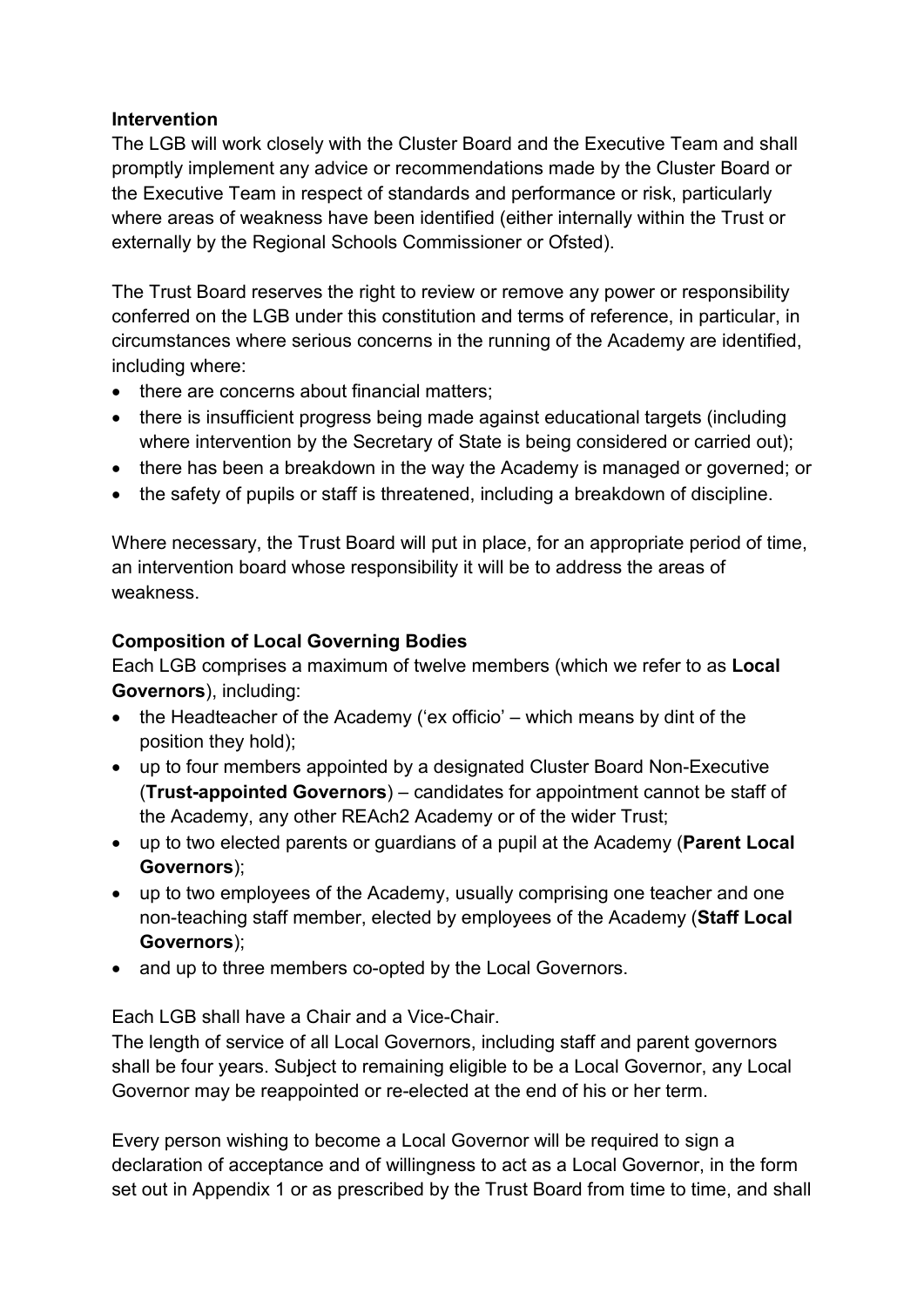**Intervention**

The LGB will work closely with the Cluster Board and the Executive Team and shall promptly implement any advice or recommendations made by the Cluster Board or the Executive Team in respect of standards and performance or risk, particularly where areas of weakness have been identified (either internally within the Trust or externally by the Regional Schools Commissioner or Ofsted).

The Trust Board reserves the right to review or remove any power or responsibility conferred on the LGB under this constitution and terms of reference, in particular, in circumstances where serious concerns in the running of the Academy are identified, including where:

- there are concerns about financial matters;
- there is insufficient progress being made against educational targets (including where intervention by the Secretary of State is being considered or carried out);
- there has been a breakdown in the way the Academy is managed or governed; or
- the safety of pupils or staff is threatened, including a breakdown of discipline.

Where necessary, the Trust Board will put in place, for an appropriate period of time, an intervention board whose responsibility it will be to address the areas of weakness.

**Composition of Local Governing Bodies**

Each LGB comprises a maximum of twelve members (which we refer to as **Local Governors**), including:

- the Headteacher of the Academy ('ex officio' – which means by dint of the position they hold);
- up to four members appointed by a designated Cluster Board Non-Executive (**Trust-appointed Governors**) – candidates for appointment cannot be staff of the Academy, any other REAch2 Academy or of the wider Trust;
- up to two elected parents or guardians of a pupil at the Academy (**Parent Local Governors**);
- up to two employees of the Academy, usually comprising one teacher and one non-teaching staff member, elected by employees of the Academy (**Staff Local Governors**);
- and up to three members co-opted by the Local Governors.

Each LGB shall have a Chair and a Vice-Chair.

The length of service of all Local Governors, including staff and parent governors shall be four years. Subject to remaining eligible to be a Local Governor, any Local Governor may be reappointed or re-elected at the end of his or her term.

Every person wishing to become a Local Governor will be required to sign a declaration of acceptance and of willingness to act as a Local Governor, in the form set out in Appendix 1 or as prescribed by the Trust Board from time to time, and shall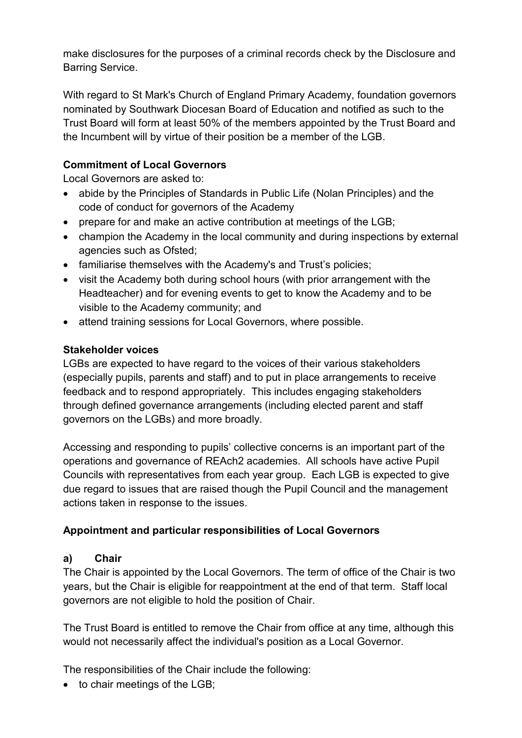make disclosures for the purposes of a criminal records check by the Disclosure and Barring Service.

With regard to St Mark's Church of England Primary Academy, foundation governors nominated by Southwark Diocesan Board of Education and notified as such to the Trust Board will form at least 50% of the members appointed by the Trust Board and the Incumbent will by virtue of their position be a member of the LGB.

**Commitment of Local Governors**

Local Governors are asked to:

- abide by the Principles of Standards in Public Life (Nolan Principles) and the code of conduct for governors of the Academy
- prepare for and make an active contribution at meetings of the LGB;
- champion the Academy in the local community and during inspections by external agencies such as Ofsted;
- familiarise themselves with the Academy's and Trust's policies;
- visit the Academy both during school hours (with prior arrangement with the Headteacher) and for evening events to get to know the Academy and to be visible to the Academy community; and
- attend training sessions for Local Governors, where possible.

**Stakeholder voices**

LGBs are expected to have regard to the voices of their various stakeholders (especially pupils, parents and staff) and to put in place arrangements to receive feedback and to respond appropriately. This includes engaging stakeholders through defined governance arrangements (including elected parent and staff governors on the LGBs) and more broadly.

Accessing and responding to pupils' collective concerns is an important part of the operations and governance of REAch2 academies. All schools have active Pupil Councils with representatives from each year group. Each LGB is expected to give due regard to issues that are raised though the Pupil Council and the management actions taken in response to the issues.

**Appointment and particular responsibilities of Local Governors**

**a) Chair**

The Chair is appointed by the Local Governors. The term of office of the Chair is two years, but the Chair is eligible for reappointment at the end of that term. Staff local governors are not eligible to hold the position of Chair.

The Trust Board is entitled to remove the Chair from office at any time, although this would not necessarily affect the individual's position as a Local Governor.

The responsibilities of the Chair include the following:

- to chair meetings of the LGB;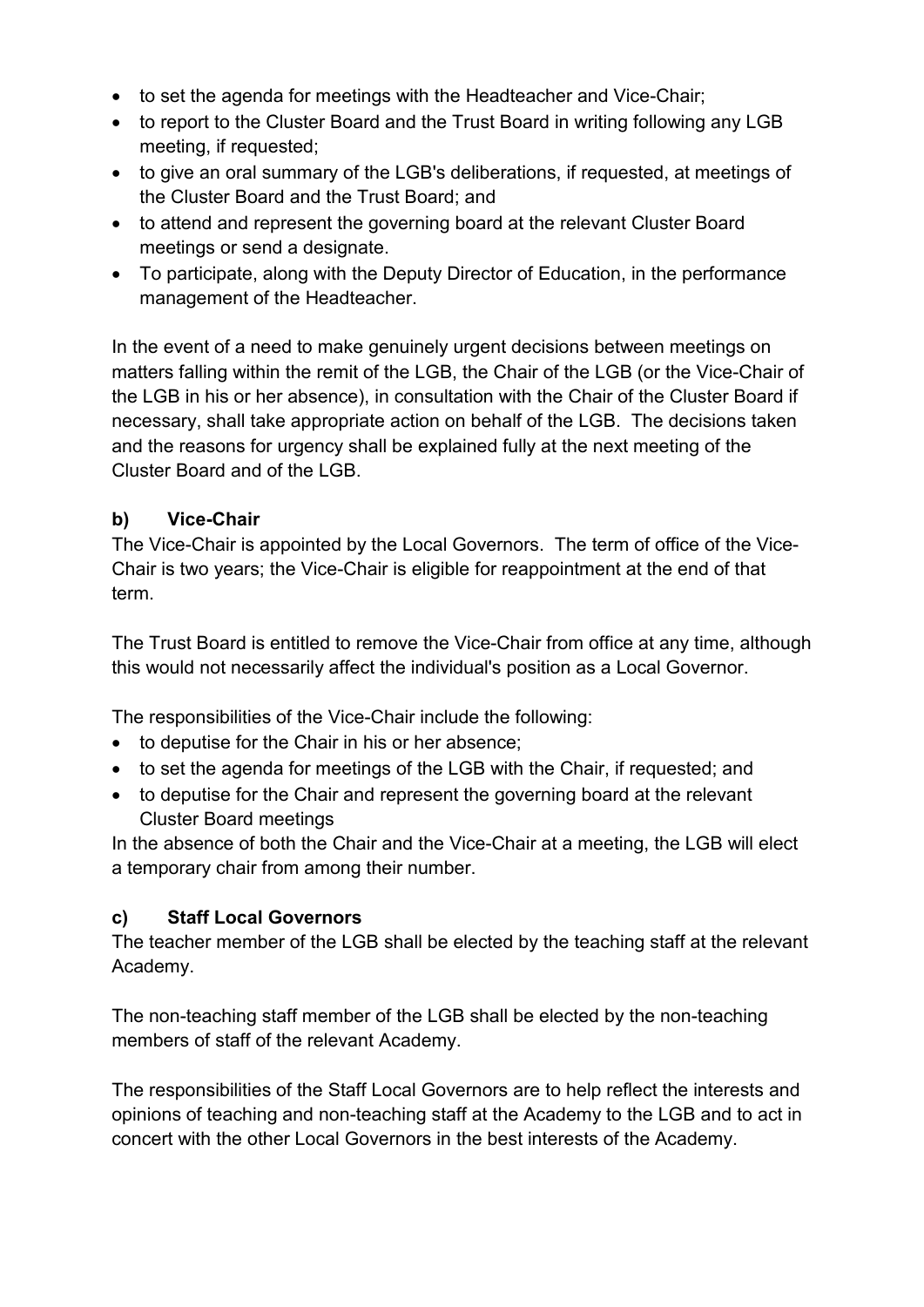- to set the agenda for meetings with the Headteacher and Vice-Chair;
- to report to the Cluster Board and the Trust Board in writing following any LGB meeting, if requested;
- to give an oral summary of the LGB's deliberations, if requested, at meetings of the Cluster Board and the Trust Board; and
- to attend and represent the governing board at the relevant Cluster Board meetings or send a designate.
- To participate, along with the Deputy Director of Education, in the performance management of the Headteacher.

In the event of a need to make genuinely urgent decisions between meetings on matters falling within the remit of the LGB, the Chair of the LGB (or the Vice-Chair of the LGB in his or her absence), in consultation with the Chair of the Cluster Board if necessary, shall take appropriate action on behalf of the LGB. The decisions taken and the reasons for urgency shall be explained fully at the next meeting of the Cluster Board and of the LGB.

**b) Vice-Chair**

The Vice-Chair is appointed by the Local Governors. The term of office of the Vice-Chair is two years; the Vice-Chair is eligible for reappointment at the end of that term.

The Trust Board is entitled to remove the Vice-Chair from office at any time, although this would not necessarily affect the individual's position as a Local Governor.

The responsibilities of the Vice-Chair include the following:

- to deputise for the Chair in his or her absence;
- to set the agenda for meetings of the LGB with the Chair, if requested; and
- to deputise for the Chair and represent the governing board at the relevant Cluster Board meetings

In the absence of both the Chair and the Vice-Chair at a meeting, the LGB will elect a temporary chair from among their number.

**c) Staff Local Governors**

The teacher member of the LGB shall be elected by the teaching staff at the relevant Academy.

The non-teaching staff member of the LGB shall be elected by the non-teaching members of staff of the relevant Academy.

The responsibilities of the Staff Local Governors are to help reflect the interests and opinions of teaching and non-teaching staff at the Academy to the LGB and to act in concert with the other Local Governors in the best interests of the Academy.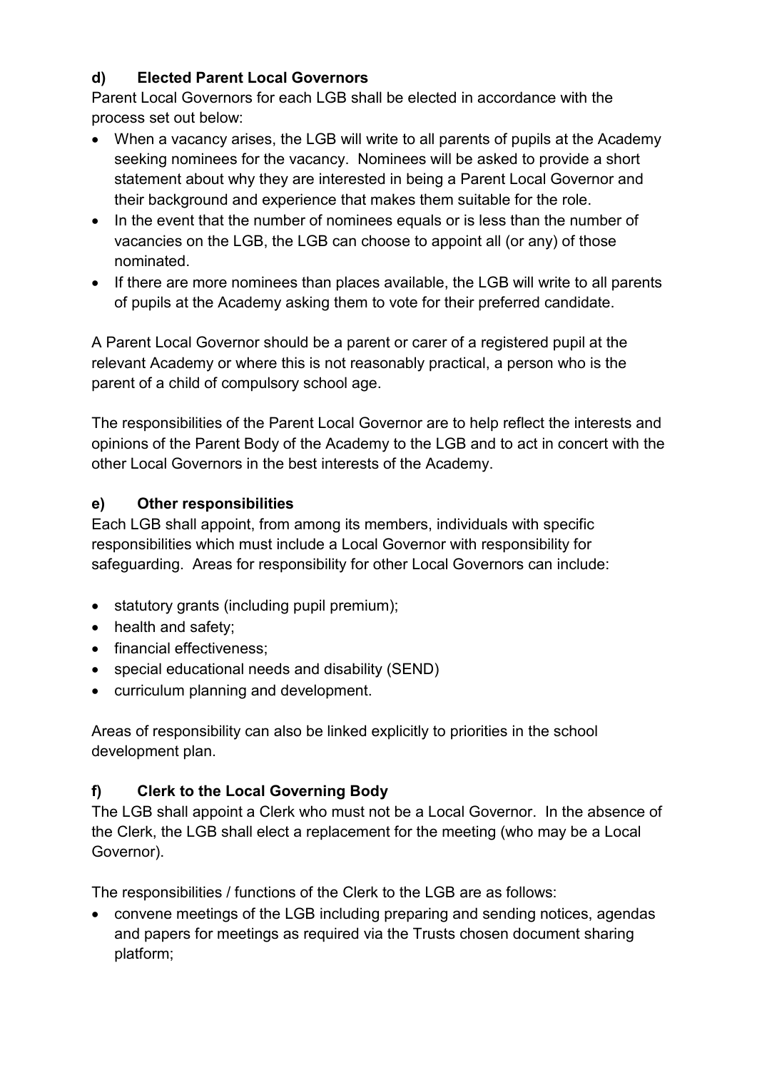### d) Elected Parent Local Governors

Parent Local Governors for each LGB shall be elected in accordance with the process set out below:

- When a vacancy arises, the LGB will write to all parents of pupils at the Academy seeking nominees for the vacancy. Nominees will be asked to provide a short statement about why they are interested in being a Parent Local Governor and their background and experience that makes them suitable for the role.
- In the event that the number of nominees equals or is less than the number of vacancies on the LGB, the LGB can choose to appoint all (or any) of those nominated.
- If there are more nominees than places available, the LGB will write to all parents of pupils at the Academy asking them to vote for their preferred candidate.

A Parent Local Governor should be a parent or carer of a registered pupil at the relevant Academy or where this is not reasonably practical, a person who is the parent of a child of compulsory school age.

The responsibilities of the Parent Local Governor are to help reflect the interests and opinions of the Parent Body of the Academy to the LGB and to act in concert with the other Local Governors in the best interests of the Academy.

### e) Other responsibilities

Each LGB shall appoint, from among its members, individuals with specific responsibilities which must include a Local Governor with responsibility for safeguarding. Areas for responsibility for other Local Governors can include:

- statutory grants (including pupil premium);
- health and safety;
- financial effectiveness;
- special educational needs and disability (SEND)
- curriculum planning and development.

Areas of responsibility can also be linked explicitly to priorities in the school development plan.

### f) Clerk to the Local Governing Body

The LGB shall appoint a Clerk who must not be a Local Governor. In the absence of the Clerk, the LGB shall elect a replacement for the meeting (who may be a Local Governor).

The responsibilities / functions of the Clerk to the LGB are as follows:

- convene meetings of the LGB including preparing and sending notices, agendas and papers for meetings as required via the Trusts chosen document sharing platform;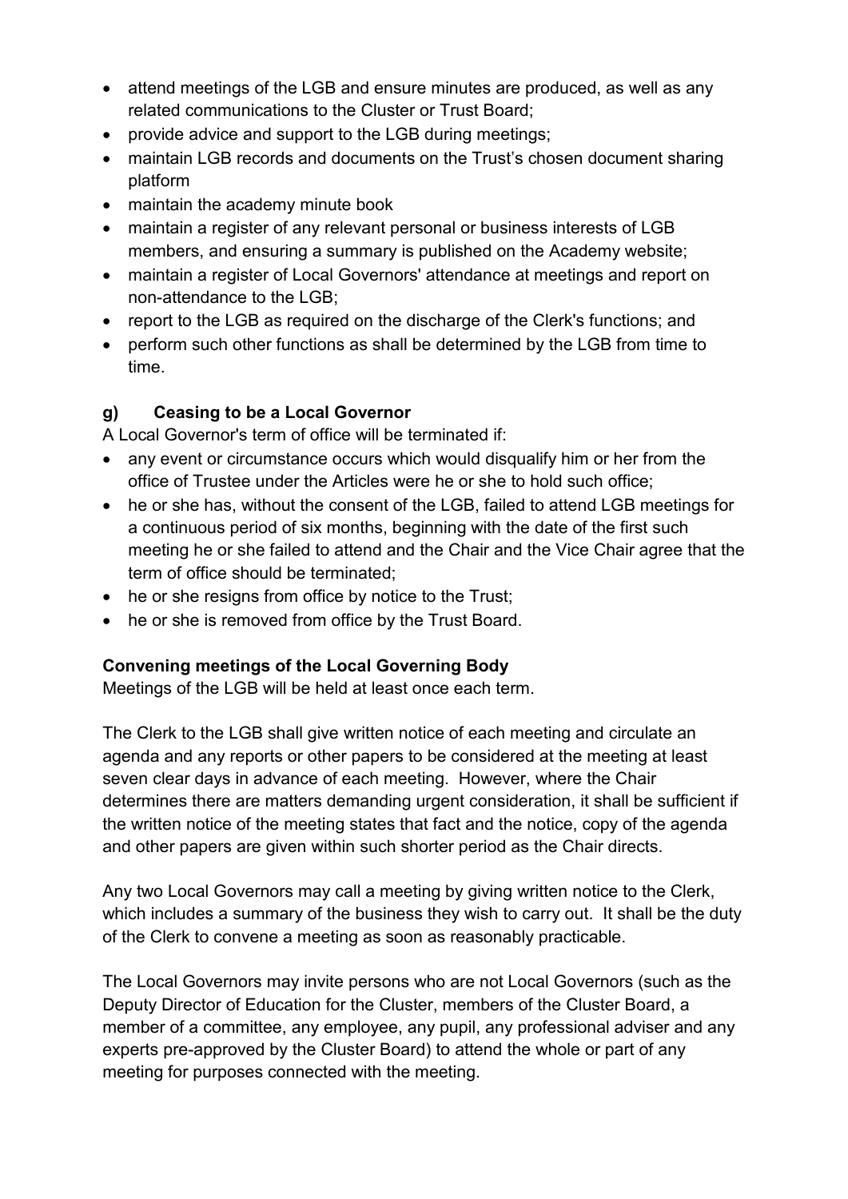- attend meetings of the LGB and ensure minutes are produced, as well as any related communications to the Cluster or Trust Board;
- provide advice and support to the LGB during meetings;
- maintain LGB records and documents on the Trust's chosen document sharing platform
- maintain the academy minute book
- maintain a register of any relevant personal or business interests of LGB members, and ensuring a summary is published on the Academy website;
- maintain a register of Local Governors' attendance at meetings and report on non-attendance to the LGB;
- report to the LGB as required on the discharge of the Clerk's functions; and
- perform such other functions as shall be determined by the LGB from time to time.

### g) Ceasing to be a Local Governor

A Local Governor's term of office will be terminated if:

- any event or circumstance occurs which would disqualify him or her from the office of Trustee under the Articles were he or she to hold such office;
- he or she has, without the consent of the LGB, failed to attend LGB meetings for a continuous period of six months, beginning with the date of the first such meeting he or she failed to attend and the Chair and the Vice Chair agree that the term of office should be terminated;
- he or she resigns from office by notice to the Trust;
- he or she is removed from office by the Trust Board.

### Convening meetings of the Local Governing Body

Meetings of the LGB will be held at least once each term.

The Clerk to the LGB shall give written notice of each meeting and circulate an agenda and any reports or other papers to be considered at the meeting at least seven clear days in advance of each meeting. However, where the Chair determines there are matters demanding urgent consideration, it shall be sufficient if the written notice of the meeting states that fact and the notice, copy of the agenda and other papers are given within such shorter period as the Chair directs.

Any two Local Governors may call a meeting by giving written notice to the Clerk, which includes a summary of the business they wish to carry out. It shall be the duty of the Clerk to convene a meeting as soon as reasonably practicable.

The Local Governors may invite persons who are not Local Governors (such as the Deputy Director of Education for the Cluster, members of the Cluster Board, a member of a committee, any employee, any pupil, any professional adviser and any experts pre-approved by the Cluster Board) to attend the whole or part of any meeting for purposes connected with the meeting.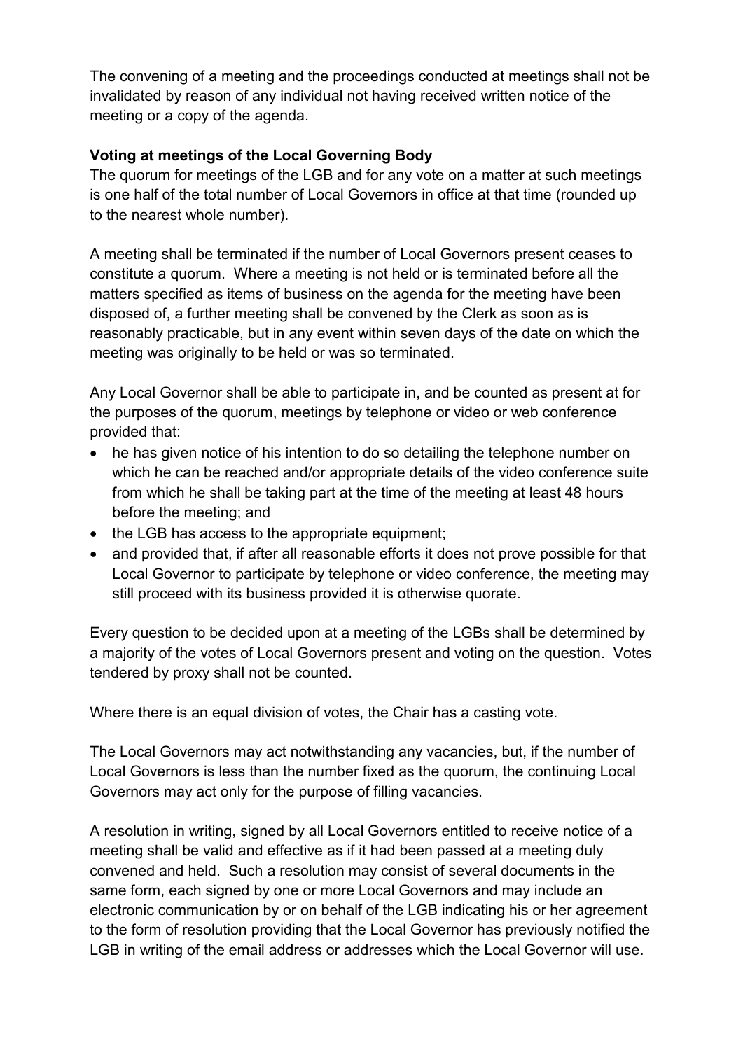The convening of a meeting and the proceedings conducted at meetings shall not be invalidated by reason of any individual not having received written notice of the meeting or a copy of the agenda.

**Voting at meetings of the Local Governing Body**

The quorum for meetings of the LGB and for any vote on a matter at such meetings is one half of the total number of Local Governors in office at that time (rounded up to the nearest whole number).

A meeting shall be terminated if the number of Local Governors present ceases to constitute a quorum. Where a meeting is not held or is terminated before all the matters specified as items of business on the agenda for the meeting have been disposed of, a further meeting shall be convened by the Clerk as soon as is reasonably practicable, but in any event within seven days of the date on which the meeting was originally to be held or was so terminated.

Any Local Governor shall be able to participate in, and be counted as present at for the purposes of the quorum, meetings by telephone or video or web conference provided that:

- he has given notice of his intention to do so detailing the telephone number on which he can be reached and/or appropriate details of the video conference suite from which he shall be taking part at the time of the meeting at least 48 hours before the meeting; and
- the LGB has access to the appropriate equipment;
- and provided that, if after all reasonable efforts it does not prove possible for that Local Governor to participate by telephone or video conference, the meeting may still proceed with its business provided it is otherwise quorate.

Every question to be decided upon at a meeting of the LGBs shall be determined by a majority of the votes of Local Governors present and voting on the question. Votes tendered by proxy shall not be counted.

Where there is an equal division of votes, the Chair has a casting vote.

The Local Governors may act notwithstanding any vacancies, but, if the number of Local Governors is less than the number fixed as the quorum, the continuing Local Governors may act only for the purpose of filling vacancies.

A resolution in writing, signed by all Local Governors entitled to receive notice of a meeting shall be valid and effective as if it had been passed at a meeting duly convened and held. Such a resolution may consist of several documents in the same form, each signed by one or more Local Governors and may include an electronic communication by or on behalf of the LGB indicating his or her agreement to the form of resolution providing that the Local Governor has previously notified the LGB in writing of the email address or addresses which the Local Governor will use.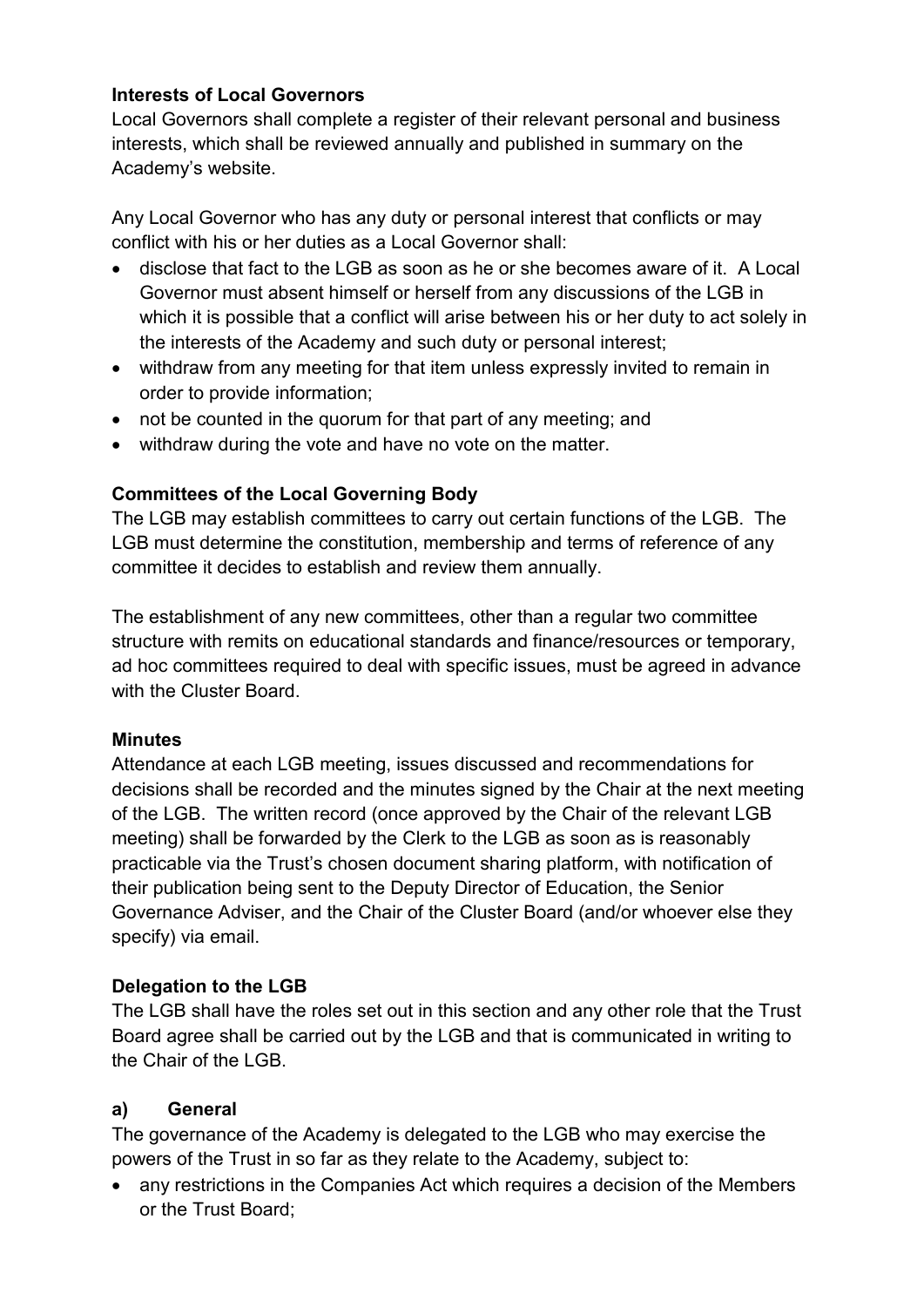**Interests of Local Governors**

Local Governors shall complete a register of their relevant personal and business interests, which shall be reviewed annually and published in summary on the Academy's website.

Any Local Governor who has any duty or personal interest that conflicts or may conflict with his or her duties as a Local Governor shall:

- disclose that fact to the LGB as soon as he or she becomes aware of it. A Local Governor must absent himself or herself from any discussions of the LGB in which it is possible that a conflict will arise between his or her duty to act solely in the interests of the Academy and such duty or personal interest;
- withdraw from any meeting for that item unless expressly invited to remain in order to provide information;
- not be counted in the quorum for that part of any meeting; and
- withdraw during the vote and have no vote on the matter.

**Committees of the Local Governing Body**

The LGB may establish committees to carry out certain functions of the LGB. The LGB must determine the constitution, membership and terms of reference of any committee it decides to establish and review them annually.

The establishment of any new committees, other than a regular two committee structure with remits on educational standards and finance/resources or temporary, ad hoc committees required to deal with specific issues, must be agreed in advance with the Cluster Board.

**Minutes**

Attendance at each LGB meeting, issues discussed and recommendations for decisions shall be recorded and the minutes signed by the Chair at the next meeting of the LGB. The written record (once approved by the Chair of the relevant LGB meeting) shall be forwarded by the Clerk to the LGB as soon as is reasonably practicable via the Trust's chosen document sharing platform, with notification of their publication being sent to the Deputy Director of Education, the Senior Governance Adviser, and the Chair of the Cluster Board (and/or whoever else they specify) via email.

**Delegation to the LGB**

The LGB shall have the roles set out in this section and any other role that the Trust Board agree shall be carried out by the LGB and that is communicated in writing to the Chair of the LGB.

**a) General**

The governance of the Academy is delegated to the LGB who may exercise the powers of the Trust in so far as they relate to the Academy, subject to:

- any restrictions in the Companies Act which requires a decision of the Members or the Trust Board;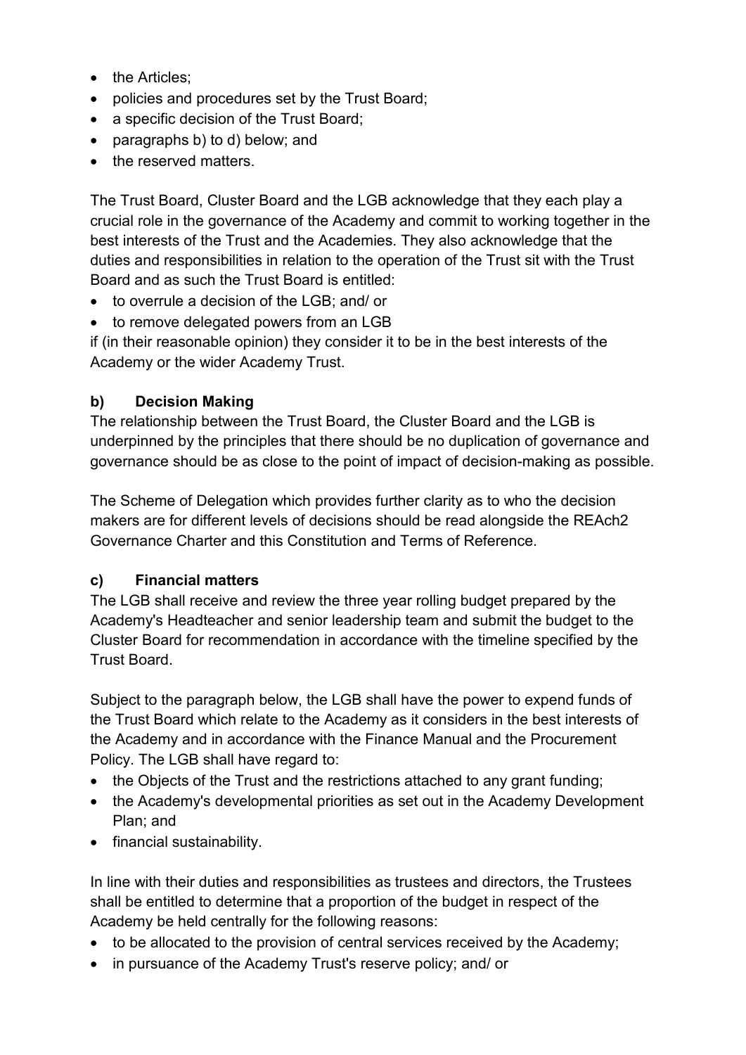- the Articles;
- policies and procedures set by the Trust Board;
- a specific decision of the Trust Board;
- paragraphs b) to d) below; and
- the reserved matters.

The Trust Board, Cluster Board and the LGB acknowledge that they each play a crucial role in the governance of the Academy and commit to working together in the best interests of the Trust and the Academies. They also acknowledge that the duties and responsibilities in relation to the operation of the Trust sit with the Trust Board and as such the Trust Board is entitled:

- to overrule a decision of the LGB; and/ or
- to remove delegated powers from an LGB

if (in their reasonable opinion) they consider it to be in the best interests of the Academy or the wider Academy Trust.

### b) Decision Making

The relationship between the Trust Board, the Cluster Board and the LGB is underpinned by the principles that there should be no duplication of governance and governance should be as close to the point of impact of decision-making as possible.

The Scheme of Delegation which provides further clarity as to who the decision makers are for different levels of decisions should be read alongside the REAch2 Governance Charter and this Constitution and Terms of Reference.

### c) Financial matters

The LGB shall receive and review the three year rolling budget prepared by the Academy's Headteacher and senior leadership team and submit the budget to the Cluster Board for recommendation in accordance with the timeline specified by the Trust Board.

Subject to the paragraph below, the LGB shall have the power to expend funds of the Trust Board which relate to the Academy as it considers in the best interests of the Academy and in accordance with the Finance Manual and the Procurement Policy. The LGB shall have regard to:

- the Objects of the Trust and the restrictions attached to any grant funding;
- the Academy's developmental priorities as set out in the Academy Development Plan; and
- financial sustainability.

In line with their duties and responsibilities as trustees and directors, the Trustees shall be entitled to determine that a proportion of the budget in respect of the Academy be held centrally for the following reasons:

- to be allocated to the provision of central services received by the Academy;
- in pursuance of the Academy Trust's reserve policy; and/ or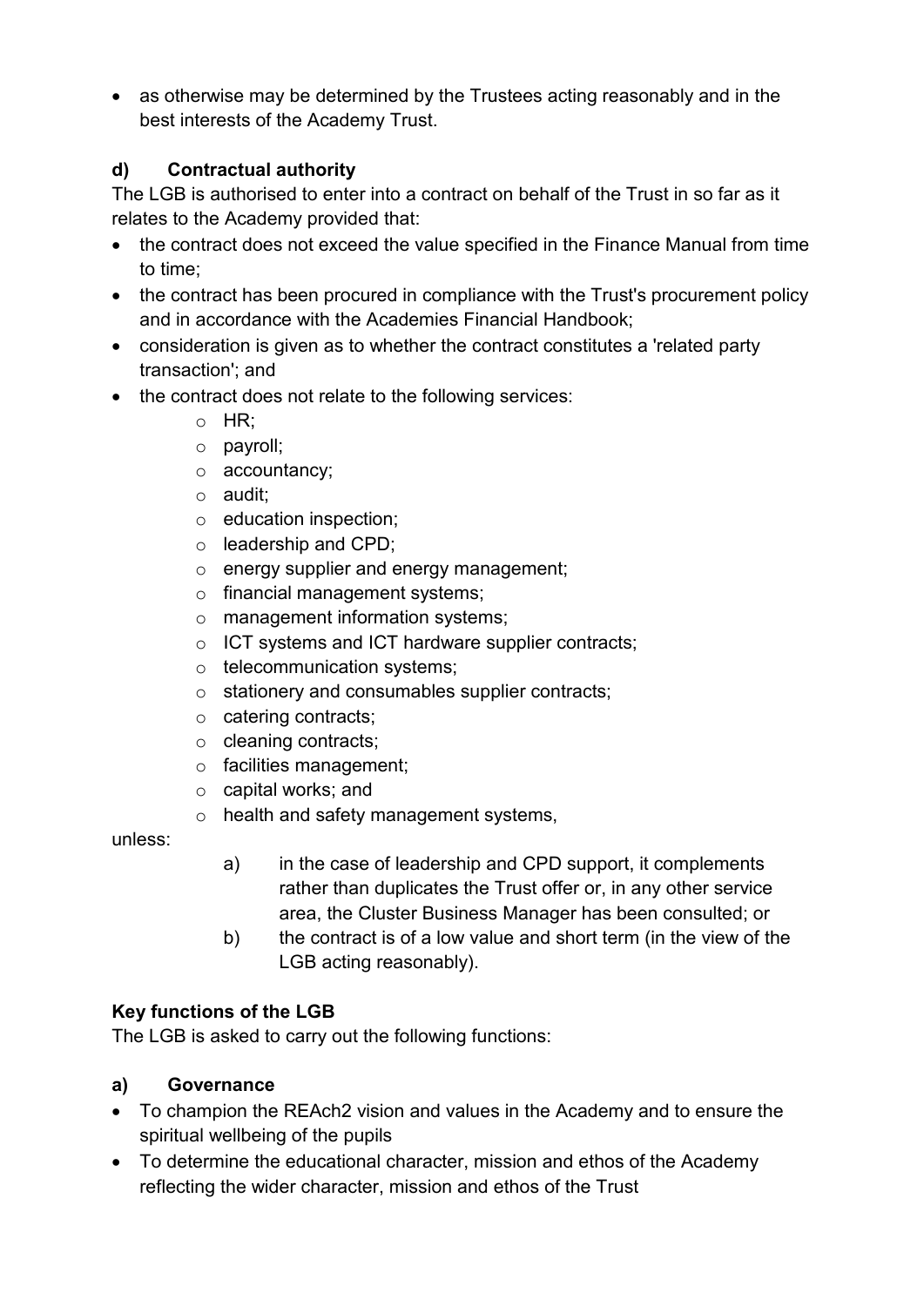- as otherwise may be determined by the Trustees acting reasonably and in the best interests of the Academy Trust.

**d) Contractual authority**

The LGB is authorised to enter into a contract on behalf of the Trust in so far as it relates to the Academy provided that:

- the contract does not exceed the value specified in the Finance Manual from time to time;
- the contract has been procured in compliance with the Trust's procurement policy and in accordance with the Academies Financial Handbook;
- consideration is given as to whether the contract constitutes a 'related party transaction'; and
- the contract does not relate to the following services:
    - HR;
    - payroll;
    - accountancy;
    - audit;
    - education inspection;
    - leadership and CPD;
    - energy supplier and energy management;
    - financial management systems;
    - management information systems;
    - ICT systems and ICT hardware supplier contracts;
    - telecommunication systems;
    - stationery and consumables supplier contracts;
    - catering contracts;
    - cleaning contracts;
    - facilities management;
    - capital works; and
    - health and safety management systems,

unless:

a) in the case of leadership and CPD support, it complements rather than duplicates the Trust offer or, in any other service area, the Cluster Business Manager has been consulted; or

b) the contract is of a low value and short term (in the view of the LGB acting reasonably).

**Key functions of the LGB**

The LGB is asked to carry out the following functions:

**a) Governance**

- To champion the REAch2 vision and values in the Academy and to ensure the spiritual wellbeing of the pupils
- To determine the educational character, mission and ethos of the Academy reflecting the wider character, mission and ethos of the Trust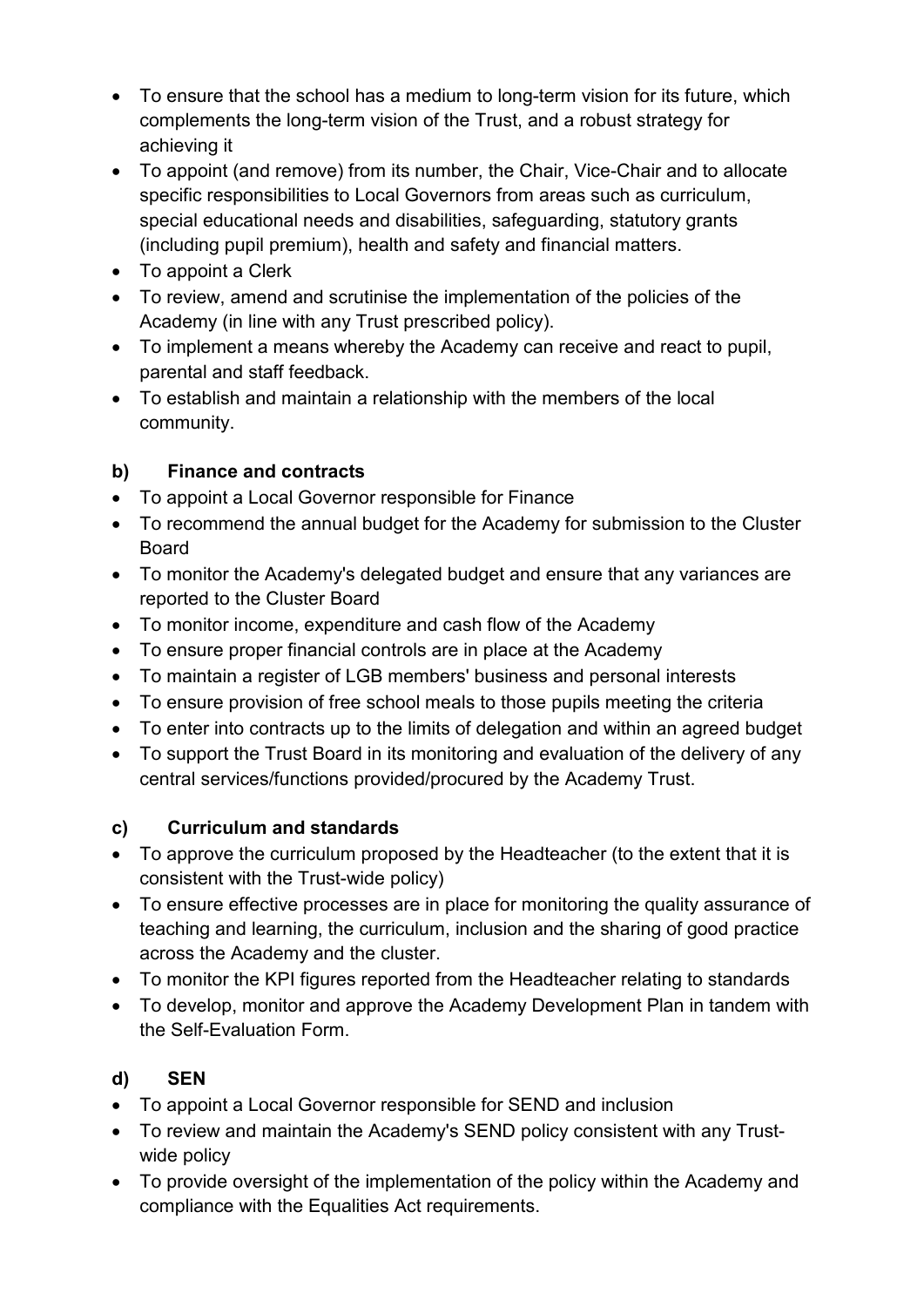- To ensure that the school has a medium to long-term vision for its future, which complements the long-term vision of the Trust, and a robust strategy for achieving it
- To appoint (and remove) from its number, the Chair, Vice-Chair and to allocate specific responsibilities to Local Governors from areas such as curriculum, special educational needs and disabilities, safeguarding, statutory grants (including pupil premium), health and safety and financial matters.
- To appoint a Clerk
- To review, amend and scrutinise the implementation of the policies of the Academy (in line with any Trust prescribed policy).
- To implement a means whereby the Academy can receive and react to pupil, parental and staff feedback.
- To establish and maintain a relationship with the members of the local community.

### b) Finance and contracts

- To appoint a Local Governor responsible for Finance
- To recommend the annual budget for the Academy for submission to the Cluster Board
- To monitor the Academy's delegated budget and ensure that any variances are reported to the Cluster Board
- To monitor income, expenditure and cash flow of the Academy
- To ensure proper financial controls are in place at the Academy
- To maintain a register of LGB members' business and personal interests
- To ensure provision of free school meals to those pupils meeting the criteria
- To enter into contracts up to the limits of delegation and within an agreed budget
- To support the Trust Board in its monitoring and evaluation of the delivery of any central services/functions provided/procured by the Academy Trust.

### c) Curriculum and standards

- To approve the curriculum proposed by the Headteacher (to the extent that it is consistent with the Trust-wide policy)
- To ensure effective processes are in place for monitoring the quality assurance of teaching and learning, the curriculum, inclusion and the sharing of good practice across the Academy and the cluster.
- To monitor the KPI figures reported from the Headteacher relating to standards
- To develop, monitor and approve the Academy Development Plan in tandem with the Self-Evaluation Form.

### d) SEN

- To appoint a Local Governor responsible for SEND and inclusion
- To review and maintain the Academy's SEND policy consistent with any Trust-wide policy
- To provide oversight of the implementation of the policy within the Academy and compliance with the Equalities Act requirements.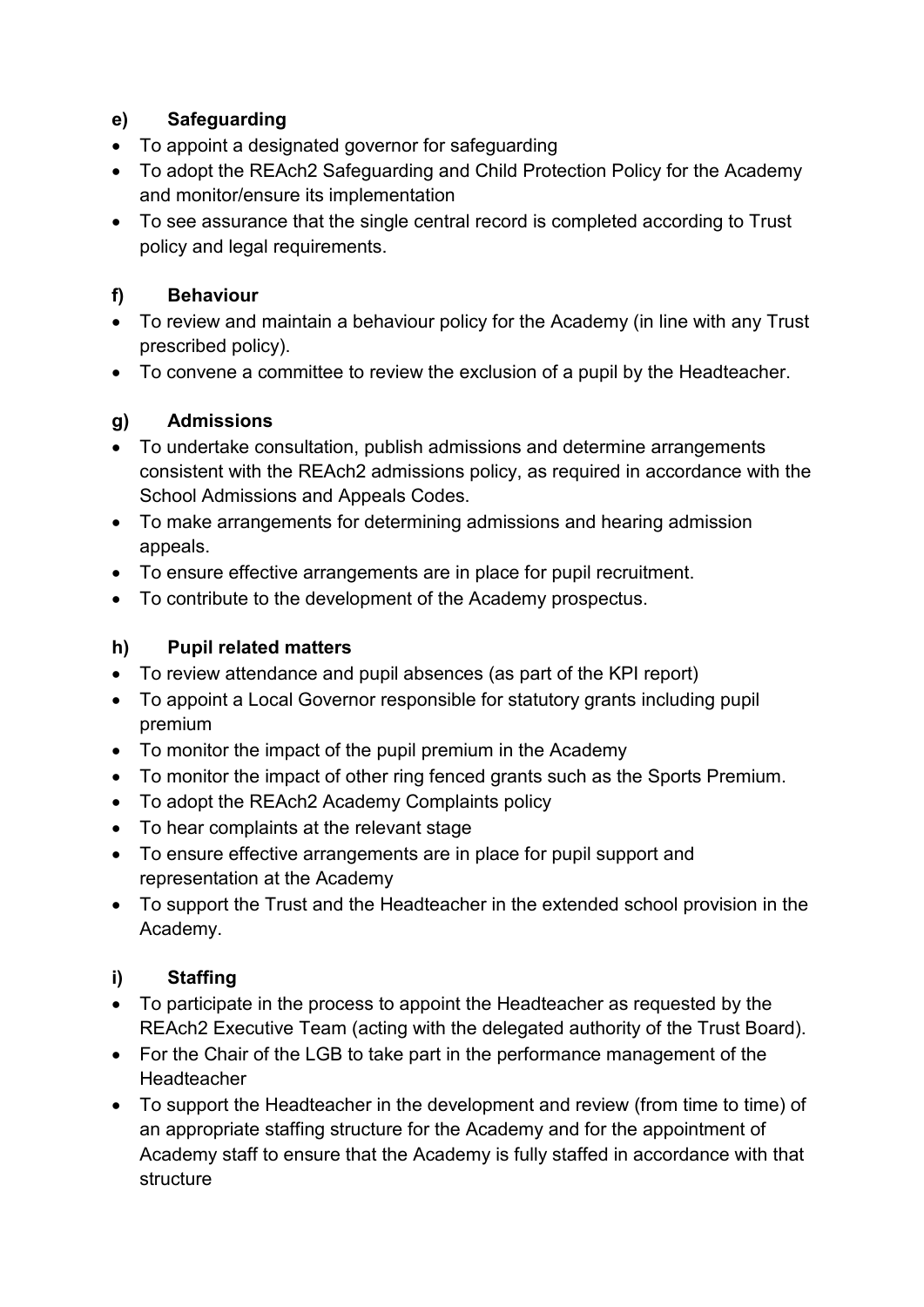**e) Safeguarding**

- To appoint a designated governor for safeguarding
- To adopt the REAch2 Safeguarding and Child Protection Policy for the Academy and monitor/ensure its implementation
- To see assurance that the single central record is completed according to Trust policy and legal requirements.

**f) Behaviour**

- To review and maintain a behaviour policy for the Academy (in line with any Trust prescribed policy).
- To convene a committee to review the exclusion of a pupil by the Headteacher.

**g) Admissions**

- To undertake consultation, publish admissions and determine arrangements consistent with the REAch2 admissions policy, as required in accordance with the School Admissions and Appeals Codes.
- To make arrangements for determining admissions and hearing admission appeals.
- To ensure effective arrangements are in place for pupil recruitment.
- To contribute to the development of the Academy prospectus.

**h) Pupil related matters**

- To review attendance and pupil absences (as part of the KPI report)
- To appoint a Local Governor responsible for statutory grants including pupil premium
- To monitor the impact of the pupil premium in the Academy
- To monitor the impact of other ring fenced grants such as the Sports Premium.
- To adopt the REAch2 Academy Complaints policy
- To hear complaints at the relevant stage
- To ensure effective arrangements are in place for pupil support and representation at the Academy
- To support the Trust and the Headteacher in the extended school provision in the Academy.

**i) Staffing**

- To participate in the process to appoint the Headteacher as requested by the REAch2 Executive Team (acting with the delegated authority of the Trust Board).
- For the Chair of the LGB to take part in the performance management of the Headteacher
- To support the Headteacher in the development and review (from time to time) of an appropriate staffing structure for the Academy and for the appointment of Academy staff to ensure that the Academy is fully staffed in accordance with that structure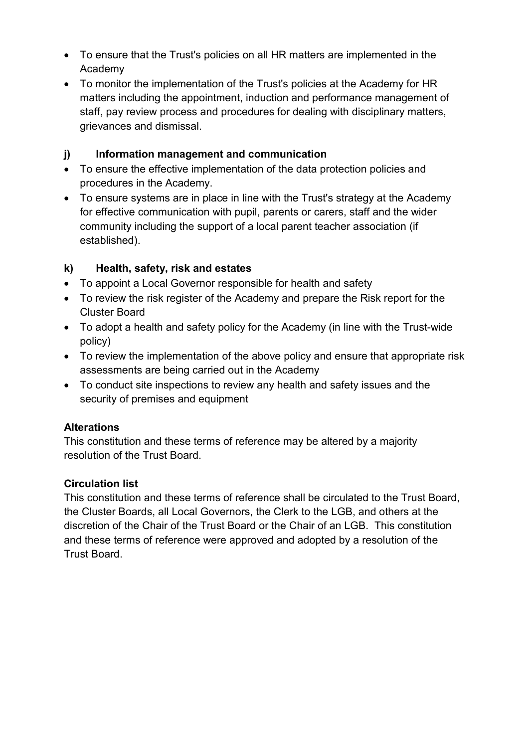- To ensure that the Trust's policies on all HR matters are implemented in the Academy
- To monitor the implementation of the Trust's policies at the Academy for HR matters including the appointment, induction and performance management of staff, pay review process and procedures for dealing with disciplinary matters, grievances and dismissal.

**j) Information management and communication**

- To ensure the effective implementation of the data protection policies and procedures in the Academy.
- To ensure systems are in place in line with the Trust's strategy at the Academy for effective communication with pupil, parents or carers, staff and the wider community including the support of a local parent teacher association (if established).

**k) Health, safety, risk and estates**

- To appoint a Local Governor responsible for health and safety
- To review the risk register of the Academy and prepare the Risk report for the Cluster Board
- To adopt a health and safety policy for the Academy (in line with the Trust-wide policy)
- To review the implementation of the above policy and ensure that appropriate risk assessments are being carried out in the Academy
- To conduct site inspections to review any health and safety issues and the security of premises and equipment

**Alterations**

This constitution and these terms of reference may be altered by a majority resolution of the Trust Board.

**Circulation list**

This constitution and these terms of reference shall be circulated to the Trust Board, the Cluster Boards, all Local Governors, the Clerk to the LGB, and others at the discretion of the Chair of the Trust Board or the Chair of an LGB. This constitution and these terms of reference were approved and adopted by a resolution of the Trust Board.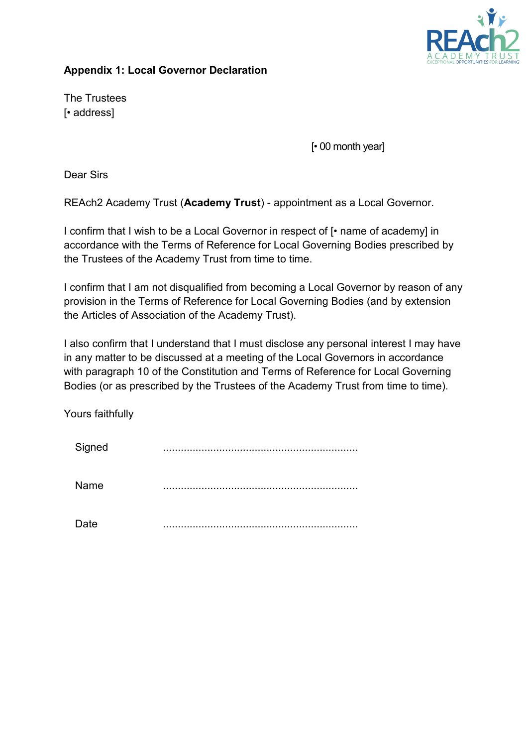**Appendix 1: Local Governor Declaration**

The Trustees
[• address]

[• 00 month year]

Dear Sirs

REAch2 Academy Trust (**Academy Trust**) - appointment as a Local Governor.

I confirm that I wish to be a Local Governor in respect of [• name of academy] in accordance with the Terms of Reference for Local Governing Bodies prescribed by the Trustees of the Academy Trust from time to time.

I confirm that I am not disqualified from becoming a Local Governor by reason of any provision in the Terms of Reference for Local Governing Bodies (and by extension the Articles of Association of the Academy Trust).

I also confirm that I understand that I must disclose any personal interest I may have in any matter to be discussed at a meeting of the Local Governors in accordance with paragraph 10 of the Constitution and Terms of Reference for Local Governing Bodies (or as prescribed by the Trustees of the Academy Trust from time to time).

Yours faithfully

Signed ..................................................................

Name ..................................................................

Date ..................................................................